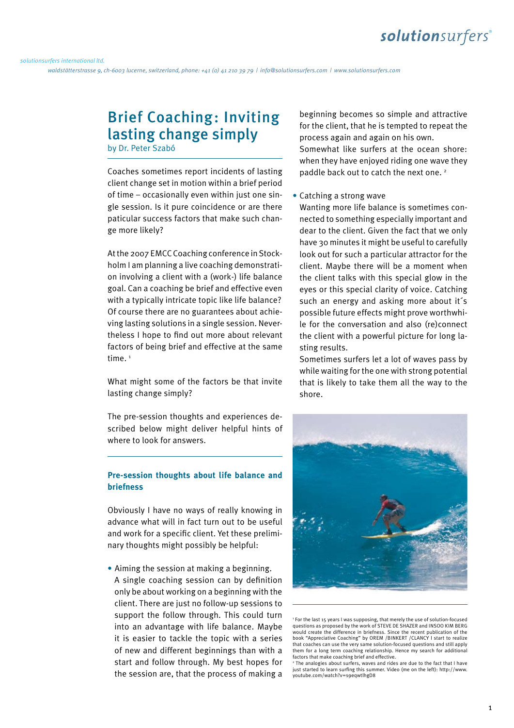solutionsurfers international ltd.
waldstätterstrasse 9, ch-6003 lucerne, switzerland, phone: +41 (0) 41 210 39 79 | info@solutionsurfers.com | www.solutionsurfers.com

# Brief Coaching: Inviting lasting change simply

by Dr. Peter Szabó

Coaches sometimes report incidents of lasting client change set in motion within a brief period of time – occasionally even within just one single session. Is it pure coincidence or are there paticular success factors that make such change more likely?

At the 2007 EMCC Coaching conference in Stockholm I am planning a live coaching demonstration involving a client with a (work-) life balance goal. Can a coaching be brief and effective even with a typically intricate topic like life balance? Of course there are no guarantees about achieving lasting solutions in a single session. Nevertheless I hope to find out more about relevant factors of being brief and effective at the same time. [1]

What might some of the factors be that invite lasting change simply?

The pre-session thoughts and experiences described below might deliver helpful hints of where to look for answers.

## Pre-session thoughts about life balance and briefness

Obviously I have no ways of really knowing in advance what will in fact turn out to be useful and work for a specific client. Yet these preliminary thoughts might possibly be helpful:

- Aiming the session at making a beginning.
  A single coaching session can by definition only be about working on a beginning with the client. There are just no follow-up sessions to support the follow through. This could turn into an advantage with life balance. Maybe it is easier to tackle the topic with a series of new and different beginnings than with a start and follow through. My best hopes for the session are, that the process of making a beginning becomes so simple and attractive for the client, that he is tempted to repeat the process again and again on his own.
  Somewhat like surfers at the ocean shore: when they have enjoyed riding one wave they paddle back out to catch the next one. [2]

- Catching a strong wave
  Wanting more life balance is sometimes connected to something especially important and dear to the client. Given the fact that we only have 30 minutes it might be useful to carefully look out for such a particular attractor for the client. Maybe there will be a moment when the client talks with this special glow in the eyes or this special clarity of voice. Catching such an energy and asking more about it´s possible future effects might prove worthwhile for the conversation and also (re)connect the client with a powerful picture for long lasting results.
  Sometimes surfers let a lot of waves pass by while waiting for the one with strong potential that is likely to take them all the way to the shore.

[1] For the last 15 years I was supposing, that merely the use of solution-focused questions as proposed by the work of STEVE DE SHAZER and INSOO KIM BERG would create the difference in briefness. Since the recent publication of the book "Appreciative Coaching" by OREM /BINKERT /CLANCY I start to realize that coaches can use the very same solution-focused questions and still apply them for a long term coaching relationship. Hence my search for additional factors that make coaching brief and effective.

[2] The analogies about surfers, waves and rides are due to the fact that I have just started to learn surfing this summer. Video (me on the left): http://www.youtube.com/watch?v=s9eqwtlhgD8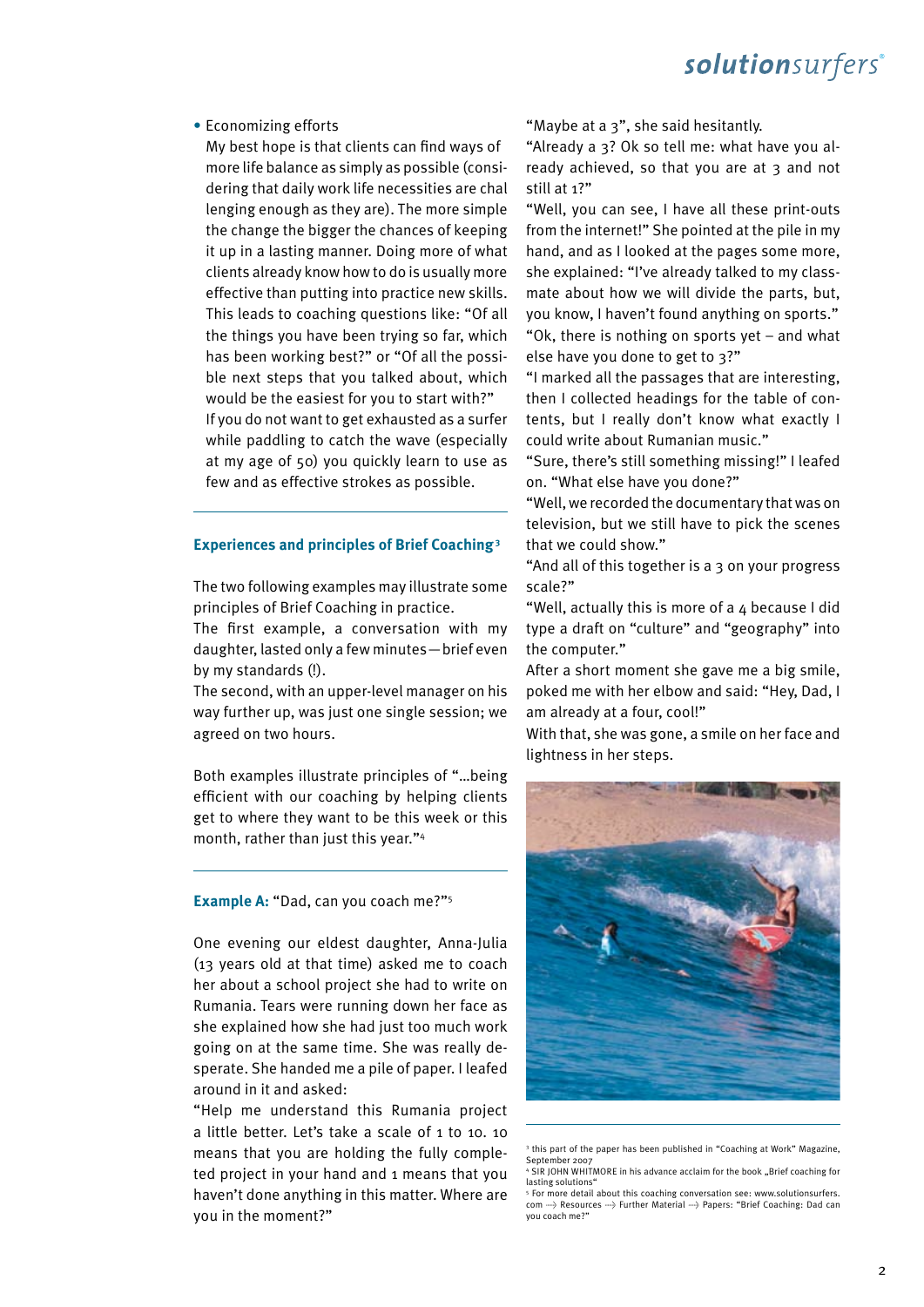- Economizing efforts

  My best hope is that clients can find ways of more life balance as simply as possible (considering that daily work life necessities are chal lenging enough as they are). The more simple the change the bigger the chances of keeping it up in a lasting manner. Doing more of what clients already know how to do is usually more effective than putting into practice new skills. This leads to coaching questions like: "Of all the things you have been trying so far, which has been working best?" or "Of all the possible next steps that you talked about, which would be the easiest for you to start with?"

  If you do not want to get exhausted as a surfer while paddling to catch the wave (especially at my age of 50) you quickly learn to use as few and as effective strokes as possible.

## Experiences and principles of Brief Coaching[3]

The two following examples may illustrate some principles of Brief Coaching in practice.

The first example, a conversation with my daughter, lasted only a few minutes—brief even by my standards (!).

The second, with an upper-level manager on his way further up, was just one single session; we agreed on two hours.

Both examples illustrate principles of "…being efficient with our coaching by helping clients get to where they want to be this week or this month, rather than just this year."[4]

### Example A: "Dad, can you coach me?"[5]

One evening our eldest daughter, Anna-Julia (13 years old at that time) asked me to coach her about a school project she had to write on Rumania. Tears were running down her face as she explained how she had just too much work going on at the same time. She was really desperate. She handed me a pile of paper. I leafed around in it and asked:

"Help me understand this Rumania project a little better. Let's take a scale of 1 to 10. 10 means that you are holding the fully completed project in your hand and 1 means that you haven't done anything in this matter. Where are you in the moment?"

"Maybe at a 3", she said hesitantly.

"Already a 3? Ok so tell me: what have you already achieved, so that you are at 3 and not still at 1?"

"Well, you can see, I have all these print-outs from the internet!" She pointed at the pile in my hand, and as I looked at the pages some more, she explained: "I've already talked to my classmate about how we will divide the parts, but, you know, I haven't found anything on sports."

"Ok, there is nothing on sports yet – and what else have you done to get to 3?"

"I marked all the passages that are interesting, then I collected headings for the table of contents, but I really don't know what exactly I could write about Rumanian music."

"Sure, there's still something missing!" I leafed on. "What else have you done?"

"Well, we recorded the documentary that was on television, but we still have to pick the scenes that we could show."

"And all of this together is a 3 on your progress scale?"

"Well, actually this is more of a 4 because I did type a draft on "culture" and "geography" into the computer."

After a short moment she gave me a big smile, poked me with her elbow and said: "Hey, Dad, I am already at a four, cool!"

With that, she was gone, a smile on her face and lightness in her steps.

---

[3] this part of the paper has been published in "Coaching at Work" Magazine, September 2007

[4] SIR JOHN WHITMORE in his advance acclaim for the book „Brief coaching for lasting solutions"

[5] For more detail about this coaching conversation see: www.solutionsurfers.com ⟶ Resources ⟶ Further Material ⟶ Papers: "Brief Coaching: Dad can you coach me?"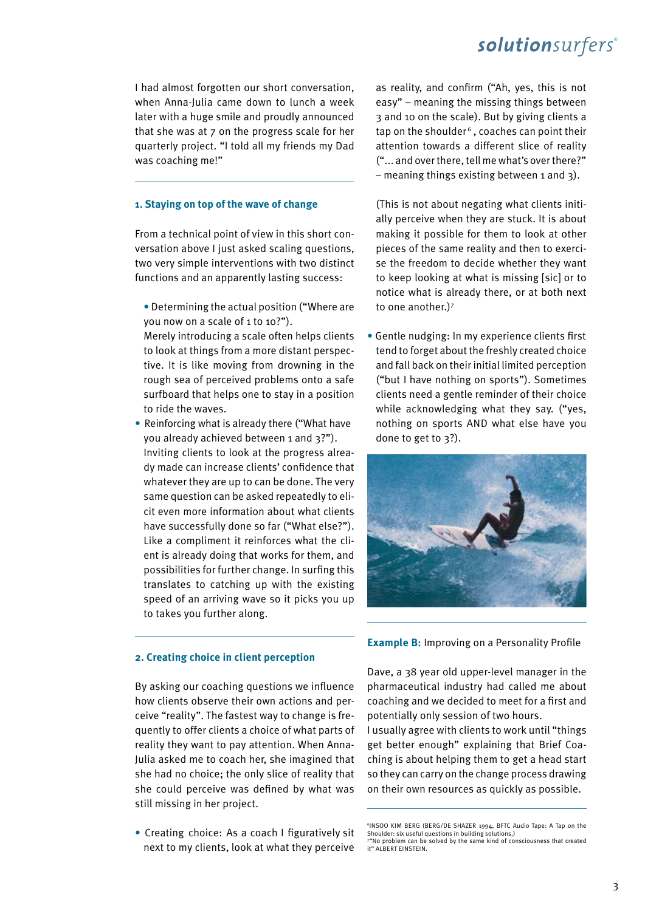I had almost forgotten our short conversation, when Anna-Julia came down to lunch a week later with a huge smile and proudly announced that she was at 7 on the progress scale for her quarterly project. "I told all my friends my Dad was coaching me!"

### 1. Staying on top of the wave of change

From a technical point of view in this short conversation above I just asked scaling questions, two very simple interventions with two distinct functions and an apparently lasting success:

- Determining the actual position ("Where are you now on a scale of 1 to 10?").
  Merely introducing a scale often helps clients to look at things from a more distant perspective. It is like moving from drowning in the rough sea of perceived problems onto a safe surfboard that helps one to stay in a position to ride the waves.
- Reinforcing what is already there ("What have you already achieved between 1 and 3?").
  Inviting clients to look at the progress already made can increase clients' confidence that whatever they are up to can be done. The very same question can be asked repeatedly to elicit even more information about what clients have successfully done so far ("What else?"). Like a compliment it reinforces what the client is already doing that works for them, and possibilities for further change. In surfing this translates to catching up with the existing speed of an arriving wave so it picks you up to takes you further along.

### 2. Creating choice in client perception

By asking our coaching questions we influence how clients observe their own actions and perceive "reality". The fastest way to change is frequently to offer clients a choice of what parts of reality they want to pay attention. When Anna-Julia asked me to coach her, she imagined that she had no choice; the only slice of reality that she could perceive was defined by what was still missing in her project.

- Creating choice: As a coach I figuratively sit next to my clients, look at what they perceive as reality, and confirm ("Ah, yes, this is not easy" – meaning the missing things between 3 and 10 on the scale). But by giving clients a tap on the shoulder[6], coaches can point their attention towards a different slice of reality ("... and over there, tell me what's over there?" – meaning things existing between 1 and 3).

  (This is not about negating what clients initially perceive when they are stuck. It is about making it possible for them to look at other pieces of the same reality and then to exercise the freedom to decide whether they want to keep looking at what is missing [sic] or to notice what is already there, or at both next to one another.)[7]

- Gentle nudging: In my experience clients first tend to forget about the freshly created choice and fall back on their initial limited perception ("but I have nothing on sports"). Sometimes clients need a gentle reminder of their choice while acknowledging what they say. ("yes, nothing on sports AND what else have you done to get to 3?).

**Example B:** Improving on a Personality Profile

Dave, a 38 year old upper-level manager in the pharmaceutical industry had called me about coaching and we decided to meet for a first and potentially only session of two hours.
I usually agree with clients to work until "things get better enough" explaining that Brief Coaching is about helping them to get a head start so they can carry on the change process drawing on their own resources as quickly as possible.

[6] INSOO KIM BERG (BERG/DE SHAZER 1994, BFTC Audio Tape: A Tap on the Shoulder: six useful questions in building solutions.)
[7] "No problem can be solved by the same kind of consciousness that created it" ALBERT EINSTEIN.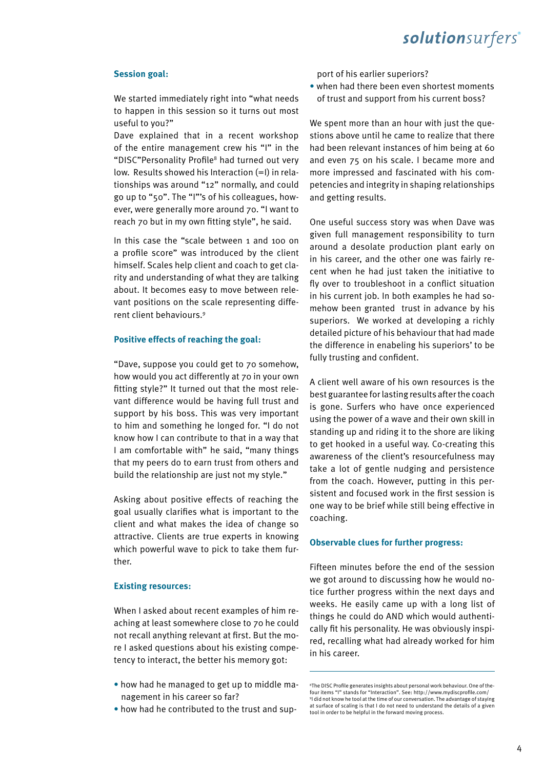### Session goal:

We started immediately right into "what needs to happen in this session so it turns out most useful to you?"

Dave explained that in a recent workshop of the entire management crew his "I" in the "DISC"Personality Profile[8] had turned out very low. Results showed his Interaction (=I) in relationships was around "12" normally, and could go up to "50". The "I"'s of his colleagues, however, were generally more around 70. "I want to reach 70 but in my own fitting style", he said.

In this case the "scale between 1 and 100 on a profile score" was introduced by the client himself. Scales help client and coach to get clarity and understanding of what they are talking about. It becomes easy to move between relevant positions on the scale representing different client behaviours.[9]

### Positive effects of reaching the goal:

"Dave, suppose you could get to 70 somehow, how would you act differently at 70 in your own fitting style?" It turned out that the most relevant difference would be having full trust and support by his boss. This was very important to him and something he longed for. "I do not know how I can contribute to that in a way that I am comfortable with" he said, "many things that my peers do to earn trust from others and build the relationship are just not my style."

Asking about positive effects of reaching the goal usually clarifies what is important to the client and what makes the idea of change so attractive. Clients are true experts in knowing which powerful wave to pick to take them further.

### Existing resources:

When I asked about recent examples of him reaching at least somewhere close to 70 he could not recall anything relevant at first. But the more I asked questions about his existing competency to interact, the better his memory got:

- how had he managed to get up to middle management in his career so far?
- how had he contributed to the trust and support of his earlier superiors?
- when had there been even shortest moments of trust and support from his current boss?

We spent more than an hour with just the questions above until he came to realize that there had been relevant instances of him being at 60 and even 75 on his scale. I became more and more impressed and fascinated with his competencies and integrity in shaping relationships and getting results.

One useful success story was when Dave was given full management responsibility to turn around a desolate production plant early on in his career, and the other one was fairly recent when he had just taken the initiative to fly over to troubleshoot in a conflict situation in his current job. In both examples he had somehow been granted trust in advance by his superiors. We worked at developing a richly detailed picture of his behaviour that had made the difference in enabeling his superiors' to be fully trusting and confident.

A client well aware of his own resources is the best guarantee for lasting results after the coach is gone. Surfers who have once experienced using the power of a wave and their own skill in standing up and riding it to the shore are liking to get hooked in a useful way. Co-creating this awareness of the client's resourcefulness may take a lot of gentle nudging and persistence from the coach. However, putting in this persistent and focused work in the first session is one way to be brief while still being effective in coaching.

### Observable clues for further progress:

Fifteen minutes before the end of the session we got around to discussing how he would notice further progress within the next days and weeks. He easily came up with a long list of things he could do AND which would authentically fit his personality. He was obviously inspired, recalling what had already worked for him in his career.

---

[8] The DISC Profile generates insights about personal work behaviour. One of the four items "I" stands for "Interaction". See: http://www.mydiscprofile.com/
[9] I did not know he tool at the time of our conversation. The advantage of staying at surface of scaling is that I do not need to understand the details of a given tool in order to be helpful in the forward moving process.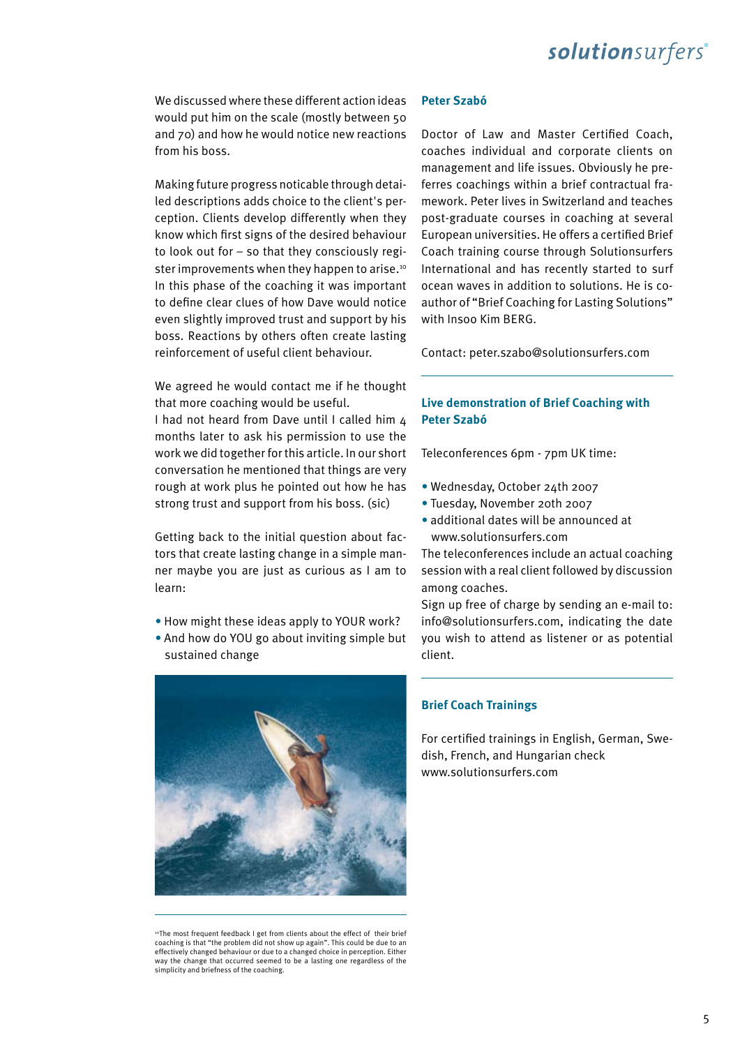We discussed where these different action ideas would put him on the scale (mostly between 50 and 70) and how he would notice new reactions from his boss.

Making future progress noticable through detailed descriptions adds choice to the client's perception. Clients develop differently when they know which first signs of the desired behaviour to look out for – so that they consciously register improvements when they happen to arise.[10] In this phase of the coaching it was important to define clear clues of how Dave would notice even slightly improved trust and support by his boss. Reactions by others often create lasting reinforcement of useful client behaviour.

We agreed he would contact me if he thought that more coaching would be useful.
I had not heard from Dave until I called him 4 months later to ask his permission to use the work we did together for this article. In our short conversation he mentioned that things are very rough at work plus he pointed out how he has strong trust and support from his boss. (sic)

Getting back to the initial question about factors that create lasting change in a simple manner maybe you are just as curious as I am to learn:

- How might these ideas apply to YOUR work?
- And how do YOU go about inviting simple but sustained change

[10]The most frequent feedback I get from clients about the effect of their brief coaching is that "the problem did not show up again". This could be due to an effectively changed behaviour or due to a changed choice in perception. Either way the change that occurred seemed to be a lasting one regardless of the simplicity and briefness of the coaching.

## Peter Szabó

Doctor of Law and Master Certified Coach, coaches individual and corporate clients on management and life issues. Obviously he preferres coachings within a brief contractual framework. Peter lives in Switzerland and teaches post-graduate courses in coaching at several European universities. He offers a certified Brief Coach training course through Solutionsurfers International and has recently started to surf ocean waves in addition to solutions. He is co-author of "Brief Coaching for Lasting Solutions" with Insoo Kim BERG.

Contact: peter.szabo@solutionsurfers.com

## Live demonstration of Brief Coaching with Peter Szabó

Teleconferences 6pm - 7pm UK time:

- Wednesday, October 24th 2007
- Tuesday, November 20th 2007
- additional dates will be announced at www.solutionsurfers.com

The teleconferences include an actual coaching session with a real client followed by discussion among coaches.
Sign up free of charge by sending an e-mail to: info@solutionsurfers.com, indicating the date you wish to attend as listener or as potential client.

## Brief Coach Trainings

For certified trainings in English, German, Swedish, French, and Hungarian check www.solutionsurfers.com